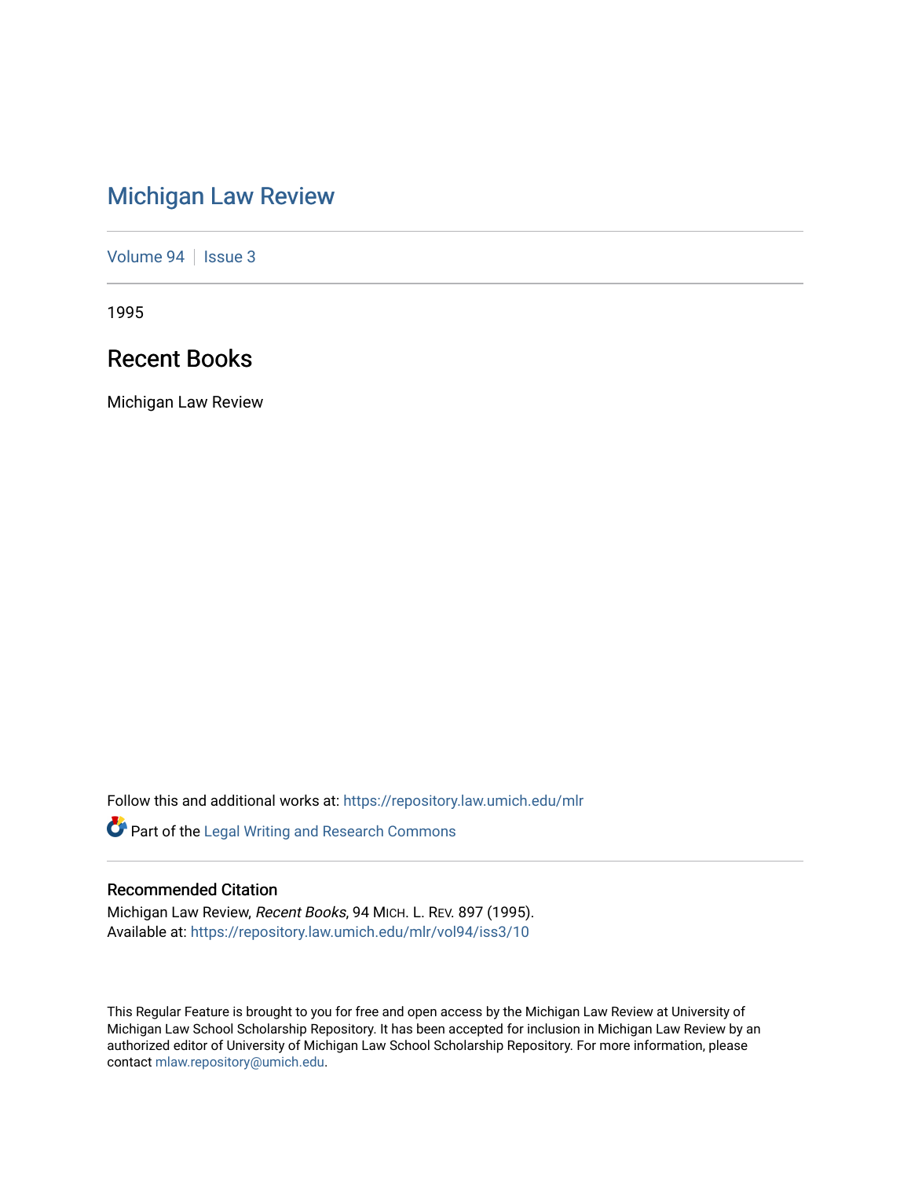# Michigan Law Review

Volume 94 | Issue 3

1995

## Recent Books

Michigan Law Review

Follow this and additional works at: https://repository.law.umich.edu/mlr

Part of the Legal Writing and Research Commons

### Recommended Citation

Michigan Law Review, *Recent Books*, 94 MICH. L. REV. 897 (1995).
Available at: https://repository.law.umich.edu/mlr/vol94/iss3/10

This Regular Feature is brought to you for free and open access by the Michigan Law Review at University of Michigan Law School Scholarship Repository. It has been accepted for inclusion in Michigan Law Review by an authorized editor of University of Michigan Law School Scholarship Repository. For more information, please contact mlaw.repository@umich.edu.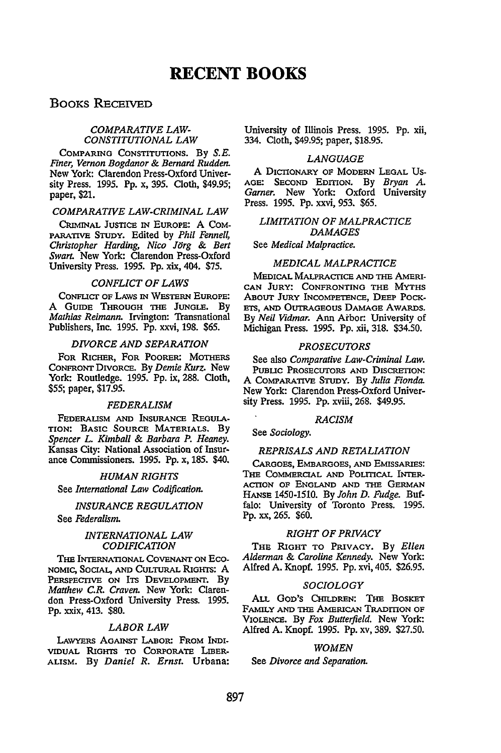# RECENT BOOKS

## Books Received

### *COMPARATIVE LAW-CONSTITUTIONAL LAW*

COMPARING CONSTITUTIONS. By *S.E. Finer, Vernon Bogdanor & Bernard Rudden.* New York: Clarendon Press-Oxford University Press. 1995. Pp. x, 395. Cloth, $49.95; paper, $21.

### *COMPARATIVE LAW-CRIMINAL LAW*

CRIMINAL JUSTICE IN EUROPE: A COMPARATIVE STUDY. Edited by *Phil Fennell, Christopher Harding, Nico Jörg & Bert Swart.* New York: Clarendon Press-Oxford University Press. 1995. Pp. xix, 404. $75.

### *CONFLICT OF LAWS*

CONFLICT OF LAWS IN WESTERN EUROPE: A GUIDE THROUGH THE JUNGLE. By *Mathias Reimann.* Irvington: Transnational Publishers, Inc. 1995. Pp. xxvi, 198. $65.

### *DIVORCE AND SEPARATION*

FOR RICHER, FOR POORER: MOTHERS CONFRONT DIVORCE. By *Demie Kurz.* New York: Routledge. 1995. Pp. ix, 288. Cloth, $55; paper, $17.95.

### *FEDERALISM*

FEDERALISM AND INSURANCE REGULATION: BASIC SOURCE MATERIALS. By *Spencer L. Kimball & Barbara P. Heaney.* Kansas City: National Association of Insurance Commissioners. 1995. Pp. x, 185. $40.

### *HUMAN RIGHTS*

See *International Law Codification.*

### *INSURANCE REGULATION*

See *Federalism.*

### *INTERNATIONAL LAW CODIFICATION*

THE INTERNATIONAL COVENANT ON ECONOMIC, SOCIAL, AND CULTURAL RIGHTS: A PERSPECTIVE ON ITS DEVELOPMENT. By *Matthew C.R. Craven.* New York: Clarendon Press-Oxford University Press. 1995. Pp. xxix, 413. $80.

### *LABOR LAW*

LAWYERS AGAINST LABOR: FROM INDIVIDUAL RIGHTS TO CORPORATE LIBERALISM. By *Daniel R. Ernst.* Urbana: University of Illinois Press. 1995. Pp. xii, 334. Cloth, $49.95; paper, $18.95.

### *LANGUAGE*

A DICTIONARY OF MODERN LEGAL USAGE: SECOND EDITION. By *Bryan A. Garner.* New York: Oxford University Press. 1995. Pp. xxvi, 953. $65.

### *LIMITATION OF MALPRACTICE DAMAGES*

See *Medical Malpractice.*

### *MEDICAL MALPRACTICE*

MEDICAL MALPRACTICE AND THE AMERICAN JURY: CONFRONTING THE MYTHS ABOUT JURY INCOMPETENCE, DEEP POCKETS, AND OUTRAGEOUS DAMAGE AWARDS. By *Neil Vidmar.* Ann Arbor: University of Michigan Press. 1995. Pp. xii, 318. $34.50.

### *PROSECUTORS*

See also *Comparative Law-Criminal Law.*

PUBLIC PROSECUTORS AND DISCRETION: A COMPARATIVE STUDY. By *Julia Fionda.* New York: Clarendon Press-Oxford University Press. 1995. Pp. xviii, 268. $49.95.

### *RACISM*

See *Sociology.*

### *REPRISALS AND RETALIATION*

CARGOES, EMBARGOES, AND EMISSARIES: THE COMMERCIAL AND POLITICAL INTERACTION OF ENGLAND AND THE GERMAN HANSE 1450-1510. By *John D. Fudge.* Buffalo: University of Toronto Press. 1995. Pp. xx, 265. $60.

### *RIGHT OF PRIVACY*

THE RIGHT TO PRIVACY. By *Ellen Alderman & Caroline Kennedy.* New York: Alfred A. Knopf. 1995. Pp. xvi, 405. $26.95.

### *SOCIOLOGY*

ALL GOD'S CHILDREN: THE BOSKET FAMILY AND THE AMERICAN TRADITION OF VIOLENCE. By *Fox Butterfield.* New York: Alfred A. Knopf. 1995. Pp. xv, 389. $27.50.

### *WOMEN*

See *Divorce and Separation.*